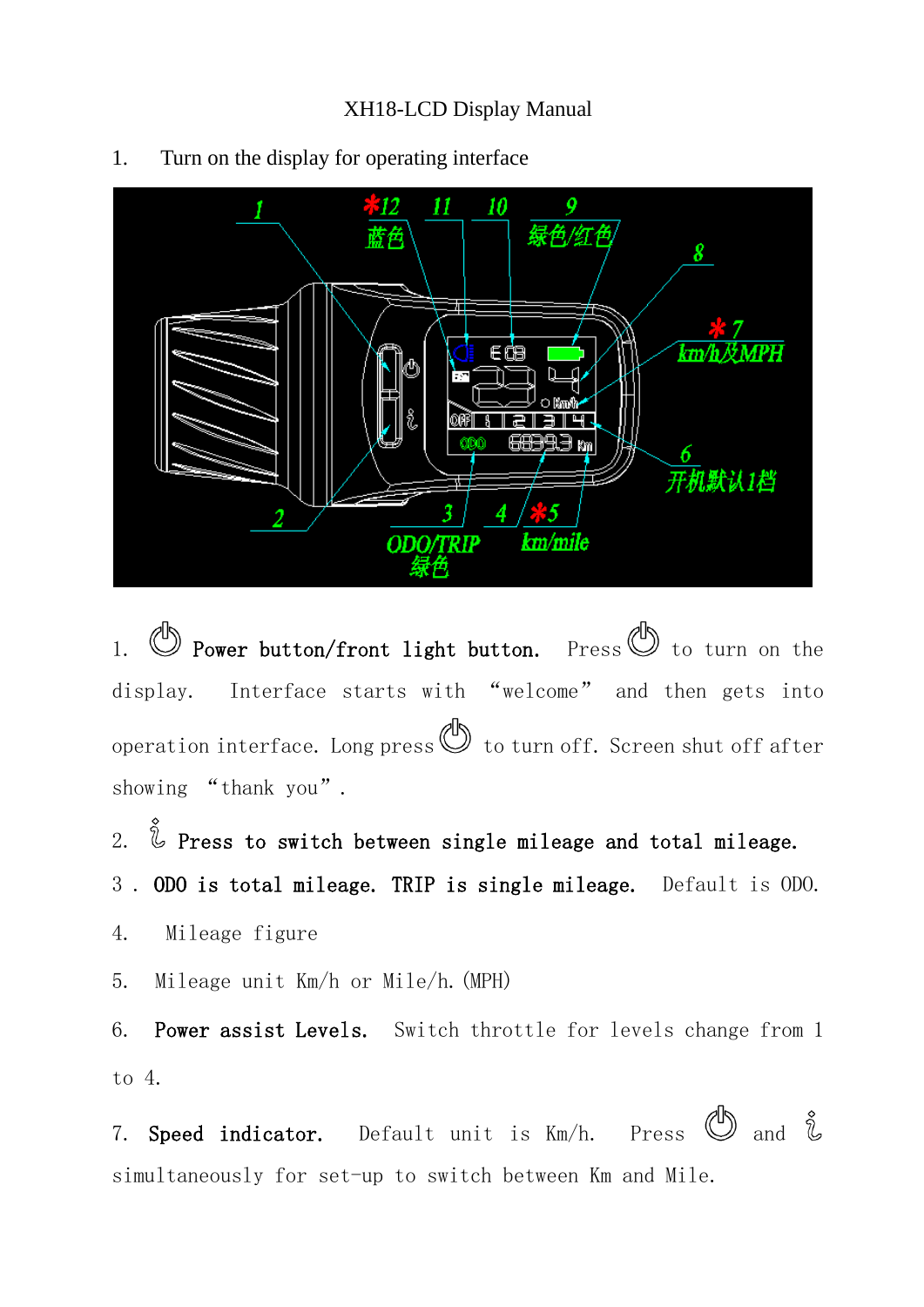XH18-LCD Display Manual

1. Turn on the display for operating interface

1. ⏻ **Power button/front light button.** Press ⏻ to turn on the display. Interface starts with “welcome” and then gets into operation interface. Long press ⏻ to turn off. Screen shut off after showing “thank you”.

2. **Press to switch between single mileage and total mileage.**

3. **ODO is total mileage. TRIP is single mileage.** Default is ODO.

4. Mileage figure

5. Mileage unit Km/h or Mile/h. (MPH)

6. **Power assist Levels.** Switch throttle for levels change from 1 to 4.

7. **Speed indicator.** Default unit is Km/h. Press ⏻ and simultaneously for set-up to switch between Km and Mile.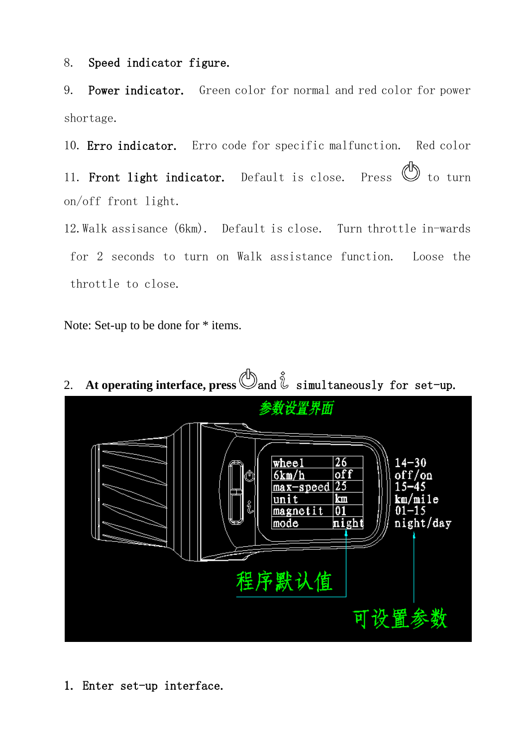8. **Speed indicator figure.**

9. **Power indicator.** Green color for normal and red color for power shortage.

10. **Erro indicator.** Erro code for specific malfunction. Red color

11. **Front light indicator.** Default is close. Press ⏻ to turn on/off front light.

12. Walk assisance (6km). Default is close. Turn throttle in-wards for 2 seconds to turn on Walk assistance function. Loose the throttle to close.

Note: Set-up to be done for * items.

2. **At operating interface, press** ⏻ and ℹ simultaneously for set-up.

参数设置界面

| | Default | Settable range |
|---|---|---|
| wheel | 26 | 14-30 |
| 6km/h | off | off/on |
| max-speed | 25 | 15-45 |
| unit | km | km/mile |
| magnetit | 01 | 01-15 |
| mode | night | night/day |

程序默认值

可设置参数

1. Enter set-up interface.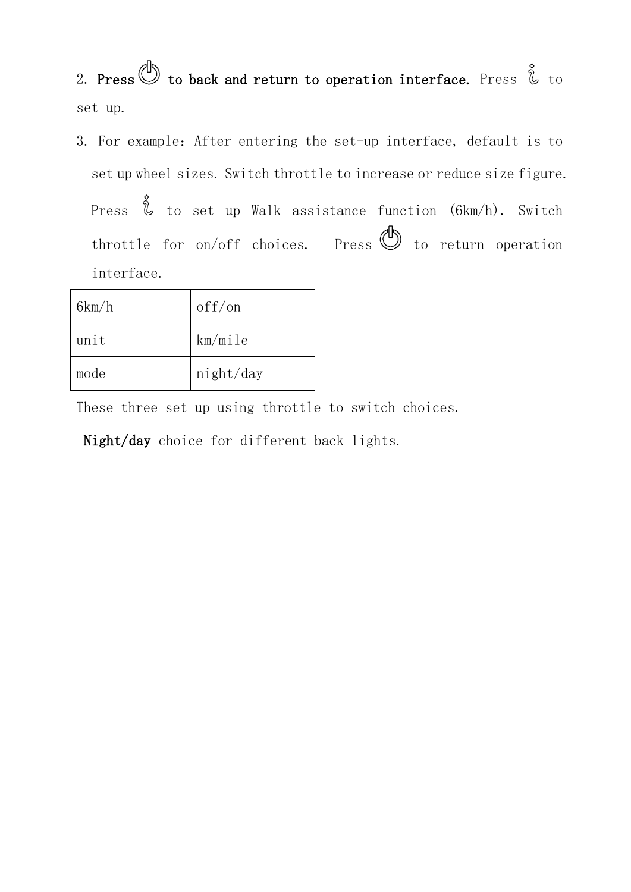2. **Press ⏻ to back and return to operation interface.** Press ℹ to set up.

3. For example：After entering the set-up interface, default is to set up wheel sizes. Switch throttle to increase or reduce size figure. Press ℹ to set up Walk assistance function (6km/h). Switch throttle for on/off choices.  Press ⏻ to return operation interface.

| | |
|---|---|
| 6km/h | off/on |
| unit | km/mile |
| mode | night/day |

These three set up using throttle to switch choices.

**Night/day** choice for different back lights.